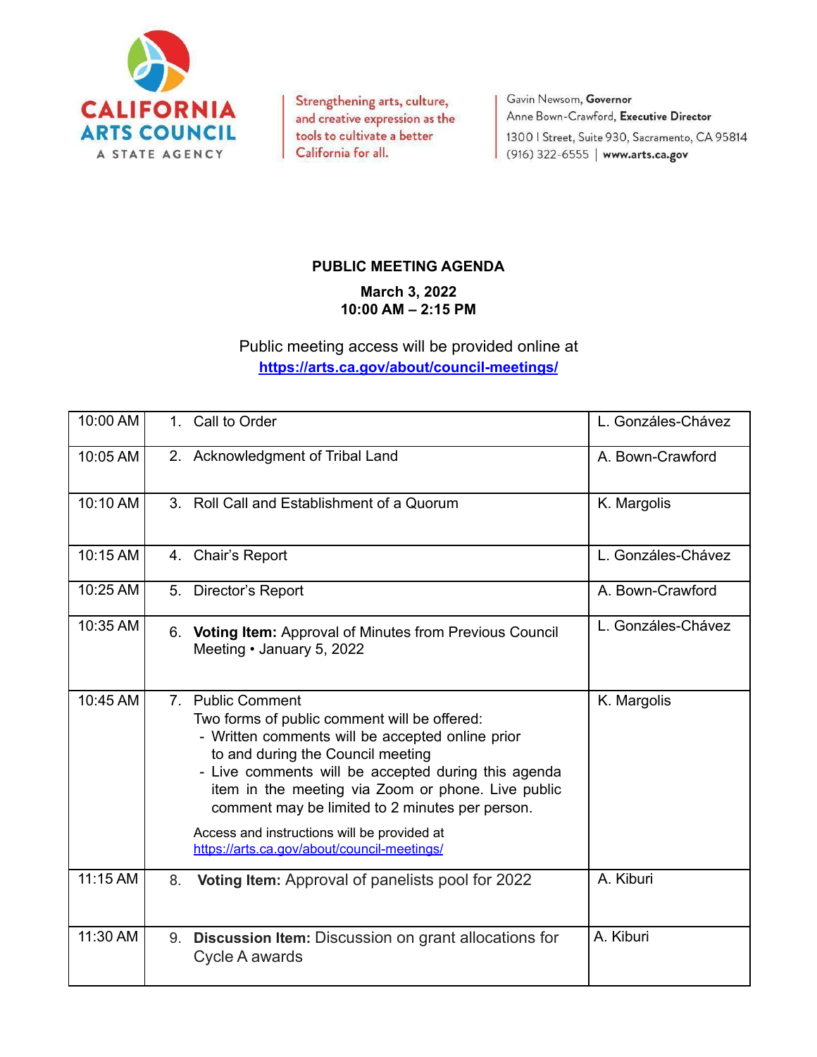CALIFORNIA ARTS COUNCIL
A STATE AGENCY

Strengthening arts, culture, and creative expression as the tools to cultivate a better California for all.

Gavin Newsom, **Governor**
Anne Bown-Crawford, **Executive Director**
1300 I Street, Suite 930, Sacramento, CA 95814
(916) 322-6555 | **www.arts.ca.gov**

## PUBLIC MEETING AGENDA

**March 3, 2022**
**10:00 AM – 2:15 PM**

Public meeting access will be provided online at
**https://arts.ca.gov/about/council-meetings/**

| | | |
|---|---|---|
| 10:00 AM | 1. Call to Order | L. Gonzáles-Chávez |
| 10:05 AM | 2. Acknowledgment of Tribal Land | A. Bown-Crawford |
| 10:10 AM | 3. Roll Call and Establishment of a Quorum | K. Margolis |
| 10:15 AM | 4. Chair's Report | L. Gonzáles-Chávez |
| 10:25 AM | 5. Director's Report | A. Bown-Crawford |
| 10:35 AM | 6. **Voting Item:** Approval of Minutes from Previous Council Meeting • January 5, 2022 | L. Gonzáles-Chávez |
| 10:45 AM | 7. Public Comment<br>Two forms of public comment will be offered:<br>- Written comments will be accepted online prior to and during the Council meeting<br>- Live comments will be accepted during this agenda item in the meeting via Zoom or phone. Live public comment may be limited to 2 minutes per person.<br><br>Access and instructions will be provided at https://arts.ca.gov/about/council-meetings/ | K. Margolis |
| 11:15 AM | 8. **Voting Item:** Approval of panelists pool for 2022 | A. Kiburi |
| 11:30 AM | 9. **Discussion Item:** Discussion on grant allocations for Cycle A awards | A. Kiburi |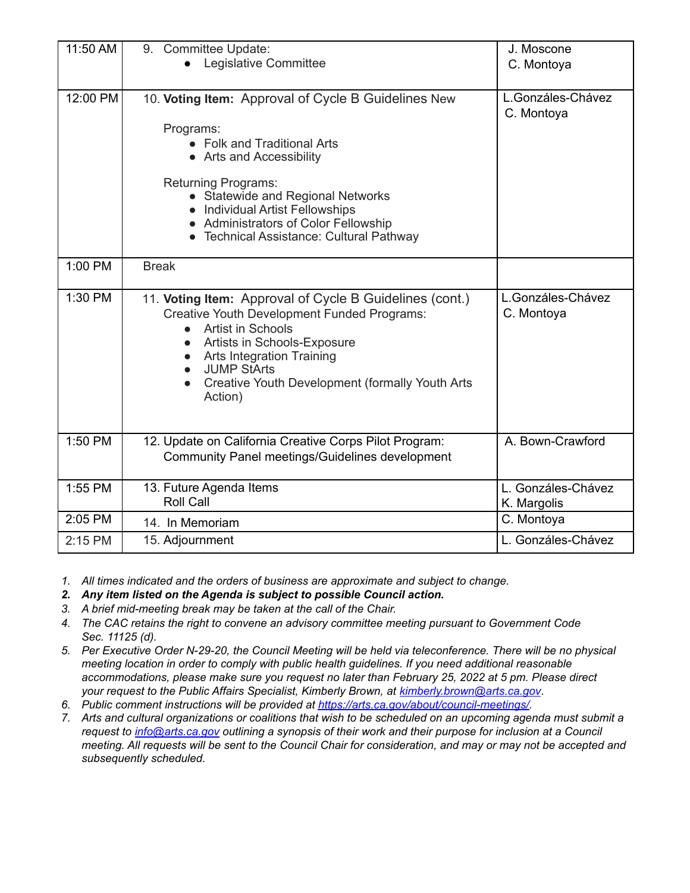| | | |
|---|---|---|
| 11:50 AM | 9. Committee Update:<br>• Legislative Committee | J. Moscone<br>C. Montoya |
| 12:00 PM | 10. **Voting Item:** Approval of Cycle B Guidelines New<br><br>Programs:<br>• Folk and Traditional Arts<br>• Arts and Accessibility<br><br>Returning Programs:<br>• Statewide and Regional Networks<br>• Individual Artist Fellowships<br>• Administrators of Color Fellowship<br>• Technical Assistance: Cultural Pathway | L.Gonzáles-Chávez<br>C. Montoya |
| 1:00 PM | Break | |
| 1:30 PM | 11. **Voting Item:** Approval of Cycle B Guidelines (cont.)<br>Creative Youth Development Funded Programs:<br>• Artist in Schools<br>• Artists in Schools-Exposure<br>• Arts Integration Training<br>• JUMP StArts<br>• Creative Youth Development (formally Youth Arts Action) | L.Gonzáles-Chávez<br>C. Montoya |
| 1:50 PM | 12. Update on California Creative Corps Pilot Program: Community Panel meetings/Guidelines development | A. Bown-Crawford |
| 1:55 PM | 13. Future Agenda Items<br>Roll Call | L. Gonzáles-Chávez<br>K. Margolis |
| 2:05 PM | 14. In Memoriam | C. Montoya |
| 2:15 PM | 15. Adjournment | L. Gonzáles-Chávez |

1. *All times indicated and the orders of business are approximate and subject to change.*
2. ***Any item listed on the Agenda is subject to possible Council action.***
3. *A brief mid-meeting break may be taken at the call of the Chair.*
4. *The CAC retains the right to convene an advisory committee meeting pursuant to Government Code Sec. 11125 (d).*
5. *Per Executive Order N-29-20, the Council Meeting will be held via teleconference. There will be no physical meeting location in order to comply with public health guidelines. If you need additional reasonable accommodations, please make sure you request no later than February 25, 2022 at 5 pm. Please direct your request to the Public Affairs Specialist, Kimberly Brown, at kimberly.brown@arts.ca.gov.*
6. *Public comment instructions will be provided at https://arts.ca.gov/about/council-meetings/.*
7. *Arts and cultural organizations or coalitions that wish to be scheduled on an upcoming agenda must submit a request to info@arts.ca.gov outlining a synopsis of their work and their purpose for inclusion at a Council meeting. All requests will be sent to the Council Chair for consideration, and may or may not be accepted and subsequently scheduled.*